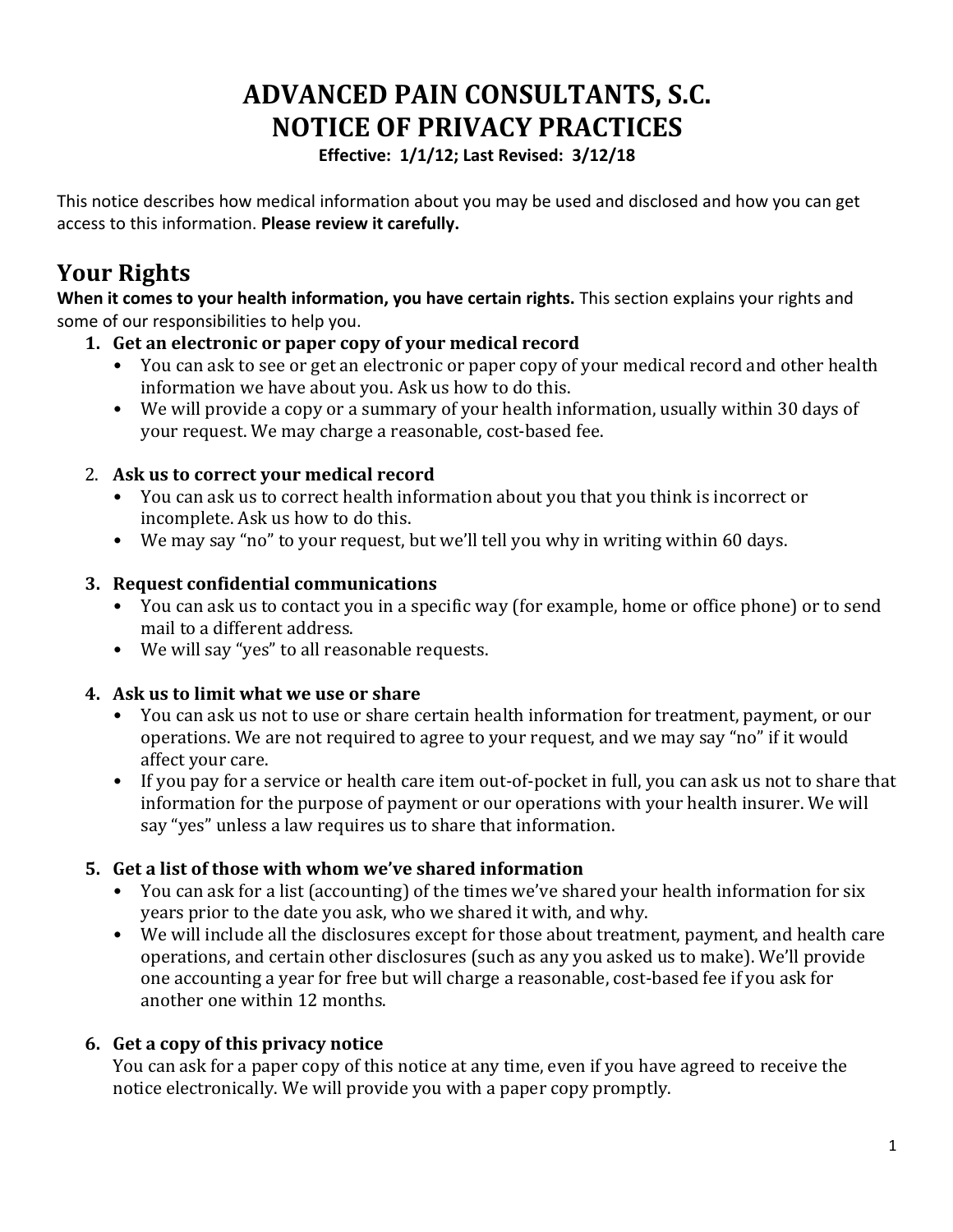# ADVANCED PAIN CONSULTANTS, S.C.
# NOTICE OF PRIVACY PRACTICES

**Effective: 1/1/12; Last Revised: 3/12/18**

This notice describes how medical information about you may be used and disclosed and how you can get access to this information. **Please review it carefully.**

## Your Rights

**When it comes to your health information, you have certain rights.** This section explains your rights and some of our responsibilities to help you.

1. **Get an electronic or paper copy of your medical record**
   - You can ask to see or get an electronic or paper copy of your medical record and other health information we have about you. Ask us how to do this.
   - We will provide a copy or a summary of your health information, usually within 30 days of your request. We may charge a reasonable, cost-based fee.

2. **Ask us to correct your medical record**
   - You can ask us to correct health information about you that you think is incorrect or incomplete. Ask us how to do this.
   - We may say "no" to your request, but we'll tell you why in writing within 60 days.

3. **Request confidential communications**
   - You can ask us to contact you in a specific way (for example, home or office phone) or to send mail to a different address.
   - We will say "yes" to all reasonable requests.

4. **Ask us to limit what we use or share**
   - You can ask us not to use or share certain health information for treatment, payment, or our operations. We are not required to agree to your request, and we may say "no" if it would affect your care.
   - If you pay for a service or health care item out-of-pocket in full, you can ask us not to share that information for the purpose of payment or our operations with your health insurer. We will say "yes" unless a law requires us to share that information.

5. **Get a list of those with whom we've shared information**
   - You can ask for a list (accounting) of the times we've shared your health information for six years prior to the date you ask, who we shared it with, and why.
   - We will include all the disclosures except for those about treatment, payment, and health care operations, and certain other disclosures (such as any you asked us to make). We'll provide one accounting a year for free but will charge a reasonable, cost-based fee if you ask for another one within 12 months.

6. **Get a copy of this privacy notice**

   You can ask for a paper copy of this notice at any time, even if you have agreed to receive the notice electronically. We will provide you with a paper copy promptly.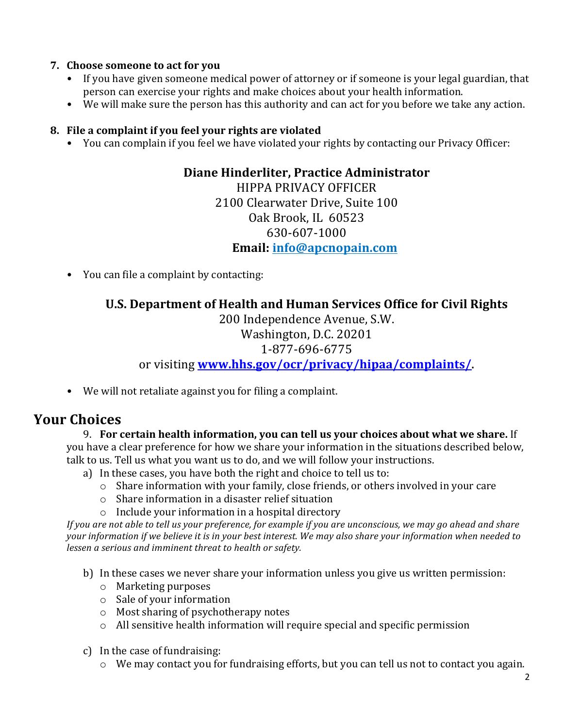**7. Choose someone to act for you**

- If you have given someone medical power of attorney or if someone is your legal guardian, that person can exercise your rights and make choices about your health information.
- We will make sure the person has this authority and can act for you before we take any action.

**8. File a complaint if you feel your rights are violated**

- You can complain if you feel we have violated your rights by contacting our Privacy Officer:

**Diane Hinderliter, Practice Administrator**
HIPPA PRIVACY OFFICER
2100 Clearwater Drive, Suite 100
Oak Brook, IL 60523
630-607-1000
**Email: info@apcnopain.com**

- You can file a complaint by contacting:

**U.S. Department of Health and Human Services Office for Civil Rights**
200 Independence Avenue, S.W.
Washington, D.C. 20201
1-877-696-6775
or visiting **www.hhs.gov/ocr/privacy/hipaa/complaints/**.

- We will not retaliate against you for filing a complaint.

## Your Choices

9. **For certain health information, you can tell us your choices about what we share.** If you have a clear preference for how we share your information in the situations described below, talk to us. Tell us what you want us to do, and we will follow your instructions.

a) In these cases, you have both the right and choice to tell us to:
   - Share information with your family, close friends, or others involved in your care
   - Share information in a disaster relief situation
   - Include your information in a hospital directory

*If you are not able to tell us your preference, for example if you are unconscious, we may go ahead and share your information if we believe it is in your best interest. We may also share your information when needed to lessen a serious and imminent threat to health or safety.*

b) In these cases we never share your information unless you give us written permission:
   - Marketing purposes
   - Sale of your information
   - Most sharing of psychotherapy notes
   - All sensitive health information will require special and specific permission

c) In the case of fundraising:
   - We may contact you for fundraising efforts, but you can tell us not to contact you again.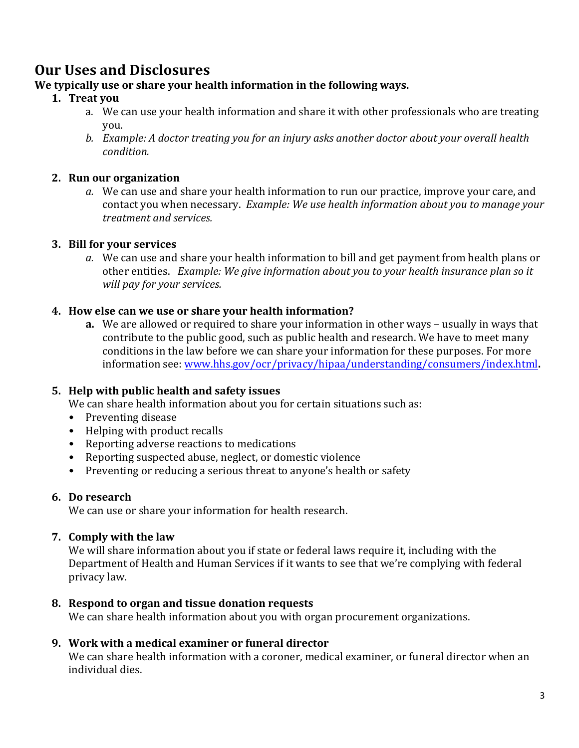## Our Uses and Disclosures

**We typically use or share your health information in the following ways.**

1. **Treat you**
    a. We can use your health information and share it with other professionals who are treating you.
    b. *Example: A doctor treating you for an injury asks another doctor about your overall health condition.*

2. **Run our organization**
    a. We can use and share your health information to run our practice, improve your care, and contact you when necessary. *Example: We use health information about you to manage your treatment and services.*

3. **Bill for your services**
    a. We can use and share your health information to bill and get payment from health plans or other entities. *Example: We give information about you to your health insurance plan so it will pay for your services.*

4. **How else can we use or share your health information?**
    **a.** We are allowed or required to share your information in other ways – usually in ways that contribute to the public good, such as public health and research. We have to meet many conditions in the law before we can share your information for these purposes. For more information see: [www.hhs.gov/ocr/privacy/hipaa/understanding/consumers/index.html](http://www.hhs.gov/ocr/privacy/hipaa/understanding/consumers/index.html)**.**

5. **Help with public health and safety issues**
    We can share health information about you for certain situations such as:
    - Preventing disease
    - Helping with product recalls
    - Reporting adverse reactions to medications
    - Reporting suspected abuse, neglect, or domestic violence
    - Preventing or reducing a serious threat to anyone's health or safety

6. **Do research**
    We can use or share your information for health research.

7. **Comply with the law**
    We will share information about you if state or federal laws require it, including with the Department of Health and Human Services if it wants to see that we're complying with federal privacy law.

8. **Respond to organ and tissue donation requests**
    We can share health information about you with organ procurement organizations.

9. **Work with a medical examiner or funeral director**
    We can share health information with a coroner, medical examiner, or funeral director when an individual dies.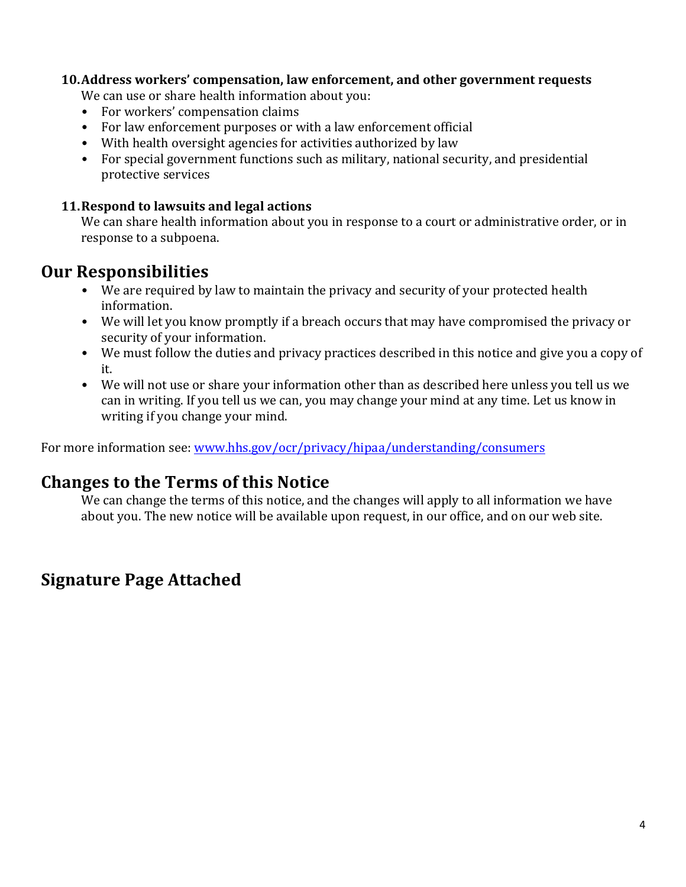**10. Address workers' compensation, law enforcement, and other government requests**

We can use or share health information about you:

- For workers' compensation claims
- For law enforcement purposes or with a law enforcement official
- With health oversight agencies for activities authorized by law
- For special government functions such as military, national security, and presidential protective services

**11. Respond to lawsuits and legal actions**

We can share health information about you in response to a court or administrative order, or in response to a subpoena.

## Our Responsibilities

- We are required by law to maintain the privacy and security of your protected health information.
- We will let you know promptly if a breach occurs that may have compromised the privacy or security of your information.
- We must follow the duties and privacy practices described in this notice and give you a copy of it.
- We will not use or share your information other than as described here unless you tell us we can in writing. If you tell us we can, you may change your mind at any time. Let us know in writing if you change your mind.

For more information see: [www.hhs.gov/ocr/privacy/hipaa/understanding/consumers](www.hhs.gov/ocr/privacy/hipaa/understanding/consumers)

## Changes to the Terms of this Notice

We can change the terms of this notice, and the changes will apply to all information we have about you. The new notice will be available upon request, in our office, and on our web site.

## Signature Page Attached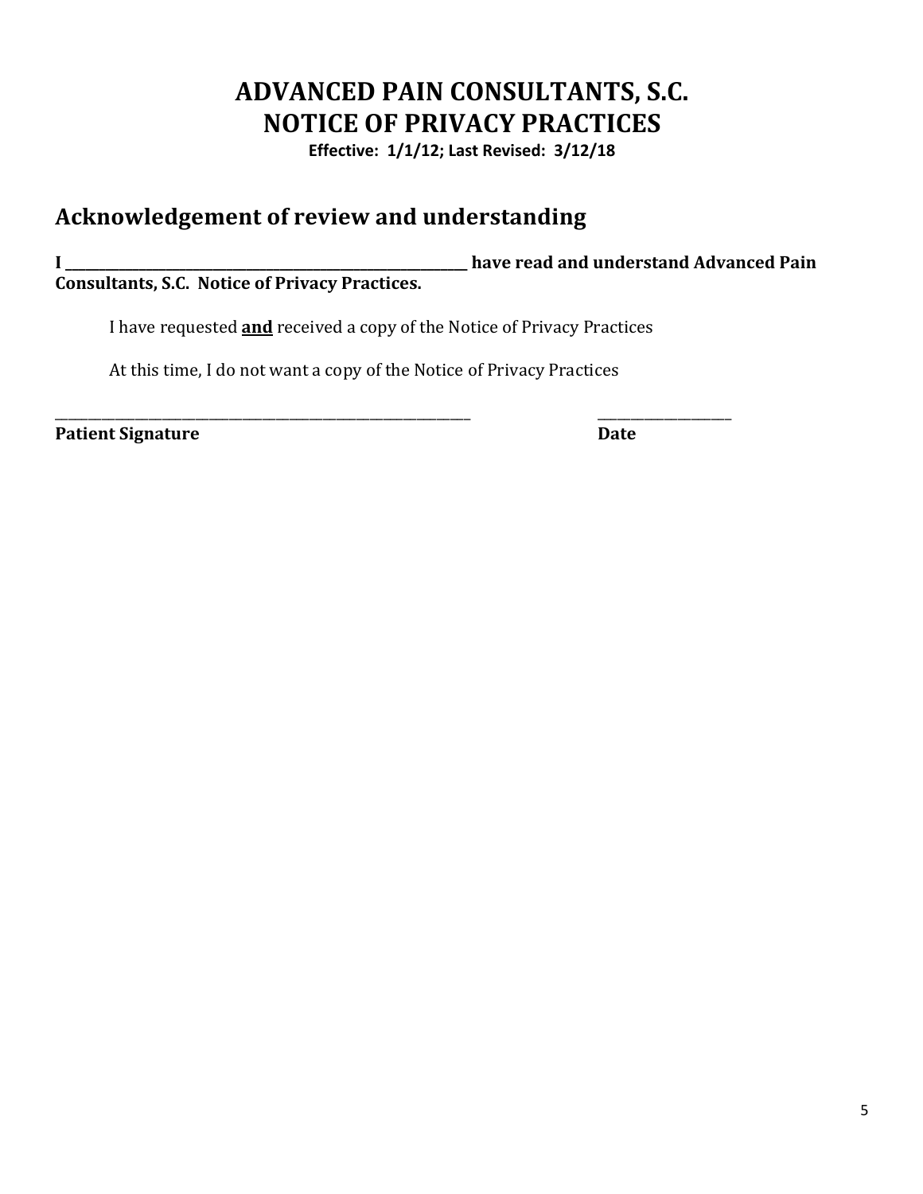# ADVANCED PAIN CONSULTANTS, S.C.
# NOTICE OF PRIVACY PRACTICES

**Effective: 1/1/12; Last Revised: 3/12/18**

## Acknowledgement of review and understanding

**I ______________________________________________ have read and understand Advanced Pain Consultants, S.C. Notice of Privacy Practices.**

I have requested **<u>and</u>** received a copy of the Notice of Privacy Practices

At this time, I do not want a copy of the Notice of Privacy Practices

______________________________________________ ______________

**Patient Signature** **Date**